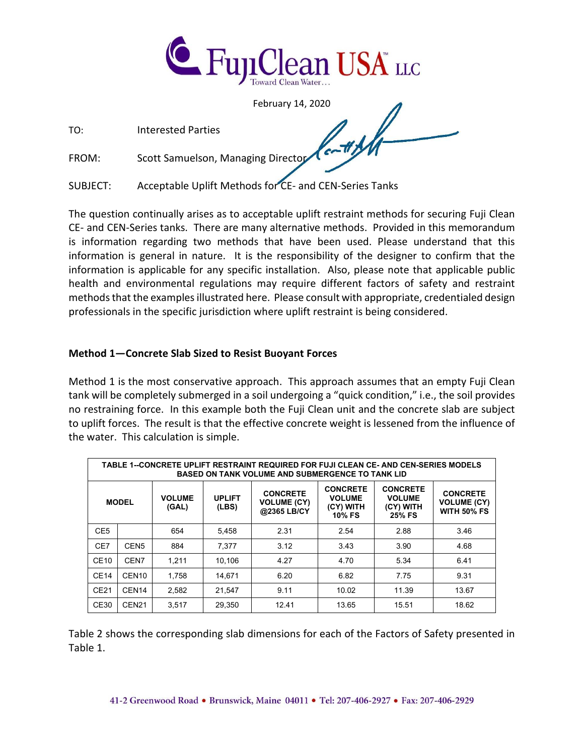FujiClean USA™ LLC

Toward Clean Water…

February 14, 2020

TO: Interested Parties

FROM: Scott Samuelson, Managing Director

SUBJECT: Acceptable Uplift Methods for CE- and CEN-Series Tanks

The question continually arises as to acceptable uplift restraint methods for securing Fuji Clean CE- and CEN-Series tanks. There are many alternative methods. Provided in this memorandum is information regarding two methods that have been used. Please understand that this information is general in nature. It is the responsibility of the designer to confirm that the information is applicable for any specific installation. Also, please note that applicable public health and environmental regulations may require different factors of safety and restraint methods that the examples illustrated here. Please consult with appropriate, credentialed design professionals in the specific jurisdiction where uplift restraint is being considered.

### Method 1—Concrete Slab Sized to Resist Buoyant Forces

Method 1 is the most conservative approach. This approach assumes that an empty Fuji Clean tank will be completely submerged in a soil undergoing a "quick condition," i.e., the soil provides no restraining force. In this example both the Fuji Clean unit and the concrete slab are subject to uplift forces. The result is that the effective concrete weight is lessened from the influence of the water. This calculation is simple.

**TABLE 1--CONCRETE UPLIFT RESTRAINT REQUIRED FOR FUJI CLEAN CE- AND CEN-SERIES MODELS BASED ON TANK VOLUME AND SUBMERGENCE TO TANK LID**

| MODEL | | VOLUME (GAL) | UPLIFT (LBS) | CONCRETE VOLUME (CY) @2365 LB/CY | CONCRETE VOLUME (CY) WITH 10% FS | CONCRETE VOLUME (CY) WITH 25% FS | CONCRETE VOLUME (CY) WITH 50% FS |
|---|---|---|---|---|---|---|---|
| CE5 | | 654 | 5,458 | 2.31 | 2.54 | 2.88 | 3.46 |
| CE7 | CEN5 | 884 | 7,377 | 3.12 | 3.43 | 3.90 | 4.68 |
| CE10 | CEN7 | 1,211 | 10,106 | 4.27 | 4.70 | 5.34 | 6.41 |
| CE14 | CEN10 | 1,758 | 14,671 | 6.20 | 6.82 | 7.75 | 9.31 |
| CE21 | CEN14 | 2,582 | 21,547 | 9.11 | 10.02 | 11.39 | 13.67 |
| CE30 | CEN21 | 3,517 | 29,350 | 12.41 | 13.65 | 15.51 | 18.62 |

Table 2 shows the corresponding slab dimensions for each of the Factors of Safety presented in Table 1.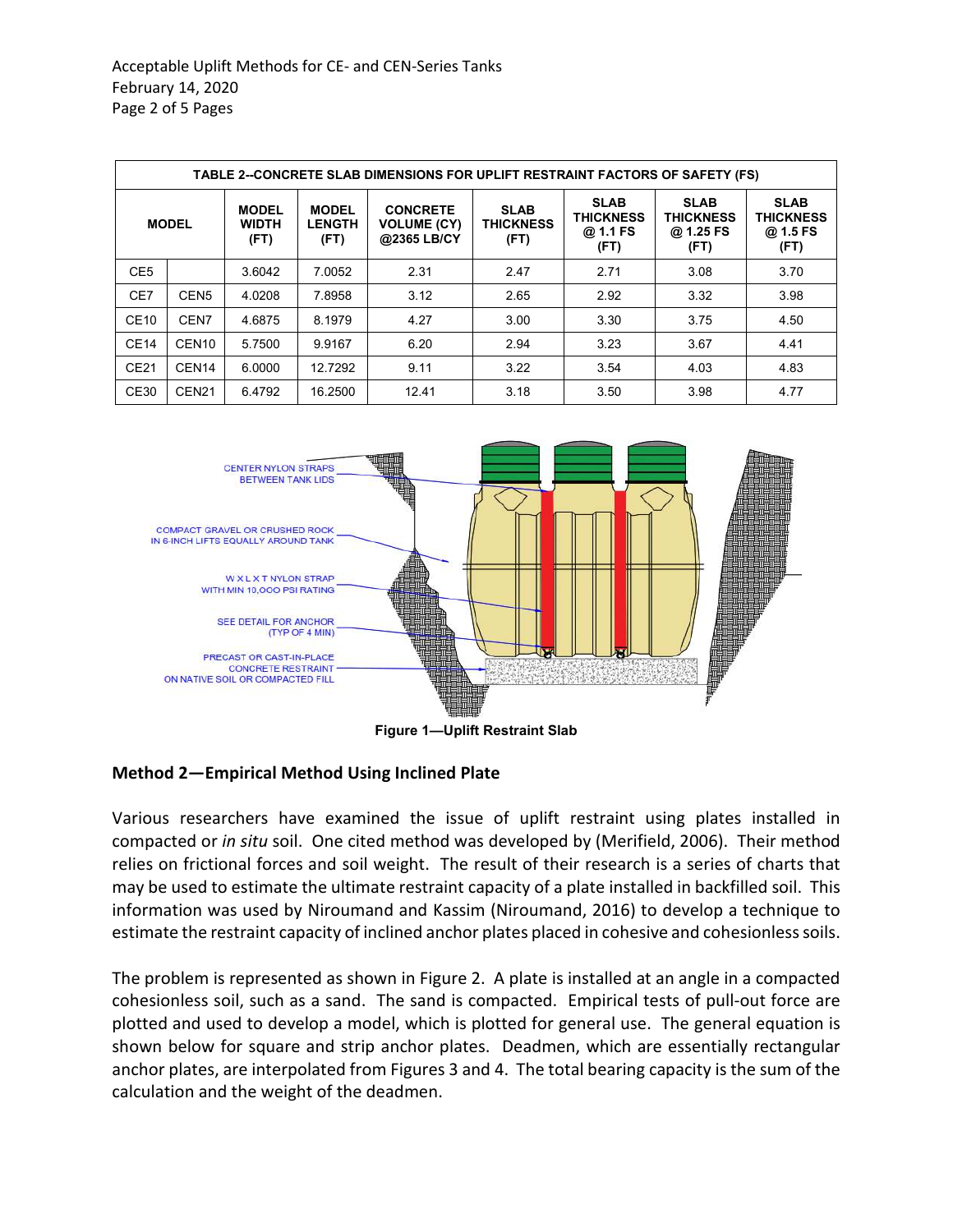| TABLE 2--CONCRETE SLAB DIMENSIONS FOR UPLIFT RESTRAINT FACTORS OF SAFETY (FS) | | | | | | | | |
|---|---|---|---|---|---|---|---|---|
| MODEL | | MODEL WIDTH (FT) | MODEL LENGTH (FT) | CONCRETE VOLUME (CY) @2365 LB/CY | SLAB THICKNESS (FT) | SLAB THICKNESS @ 1.1 FS (FT) | SLAB THICKNESS @ 1.25 FS (FT) | SLAB THICKNESS @ 1.5 FS (FT) |
| CE5 | | 3.6042 | 7.0052 | 2.31 | 2.47 | 2.71 | 3.08 | 3.70 |
| CE7 | CEN5 | 4.0208 | 7.8958 | 3.12 | 2.65 | 2.92 | 3.32 | 3.98 |
| CE10 | CEN7 | 4.6875 | 8.1979 | 4.27 | 3.00 | 3.30 | 3.75 | 4.50 |
| CE14 | CEN10 | 5.7500 | 9.9167 | 6.20 | 2.94 | 3.23 | 3.67 | 4.41 |
| CE21 | CEN14 | 6.0000 | 12.7292 | 9.11 | 3.22 | 3.54 | 4.03 | 4.83 |
| CE30 | CEN21 | 6.4792 | 16.2500 | 12.41 | 3.18 | 3.50 | 3.98 | 4.77 |

CENTER NYLON STRAPS BETWEEN TANK LIDS

COMPACT GRAVEL OR CRUSHED ROCK IN 6-INCH LIFTS EQUALLY AROUND TANK

W X L X T NYLON STRAP WITH MIN 10,000 PSI RATING

SEE DETAIL FOR ANCHOR (TYP OF 4 MIN)

PRECAST OR CAST-IN-PLACE CONCRETE RESTRAINT ON NATIVE SOIL OR COMPACTED FILL

**Figure 1—Uplift Restraint Slab**

## Method 2—Empirical Method Using Inclined Plate

Various researchers have examined the issue of uplift restraint using plates installed in compacted or *in situ* soil. One cited method was developed by (Merifield, 2006). Their method relies on frictional forces and soil weight. The result of their research is a series of charts that may be used to estimate the ultimate restraint capacity of a plate installed in backfilled soil. This information was used by Niroumand and Kassim (Niroumand, 2016) to develop a technique to estimate the restraint capacity of inclined anchor plates placed in cohesive and cohesionless soils.

The problem is represented as shown in Figure 2. A plate is installed at an angle in a compacted cohesionless soil, such as a sand. The sand is compacted. Empirical tests of pull-out force are plotted and used to develop a model, which is plotted for general use. The general equation is shown below for square and strip anchor plates. Deadmen, which are essentially rectangular anchor plates, are interpolated from Figures 3 and 4. The total bearing capacity is the sum of the calculation and the weight of the deadmen.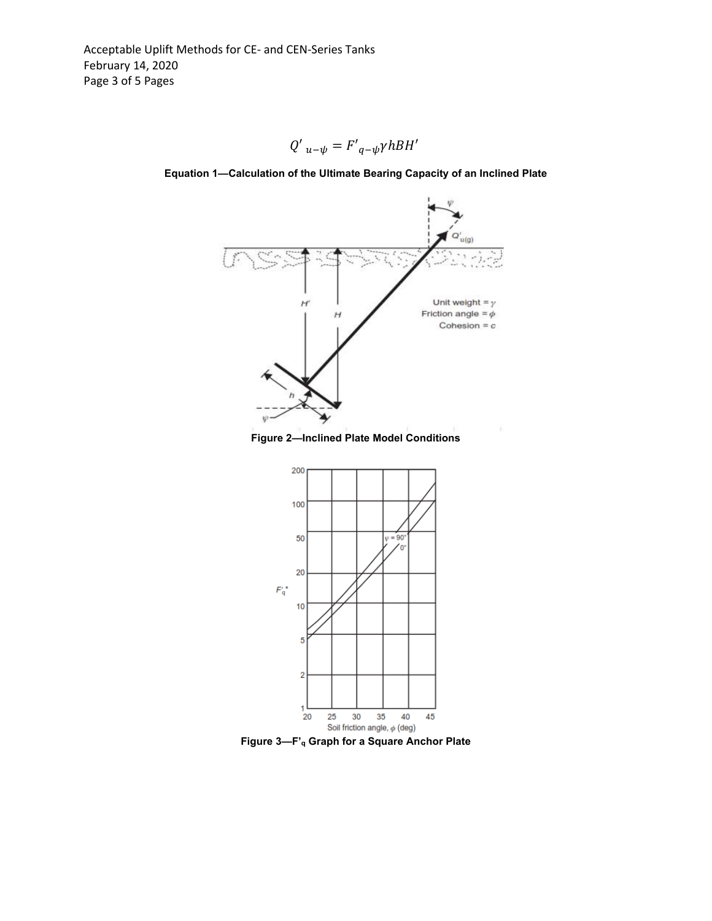$$Q'_{u-\psi} = F'_{q-\psi}\gamma hBH'$$

**Equation 1—Calculation of the Ultimate Bearing Capacity of an Inclined Plate**

**Figure 2—Inclined Plate Model Conditions**

**Figure 3—F'$_q$ Graph for a Square Anchor Plate**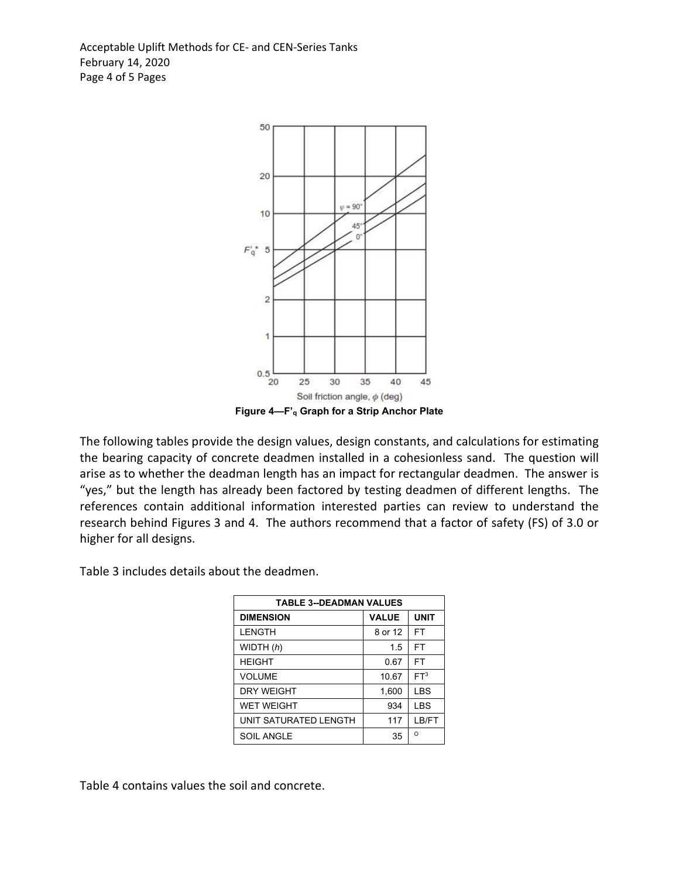Figure 4—F'q Graph for a Strip Anchor Plate

The following tables provide the design values, design constants, and calculations for estimating the bearing capacity of concrete deadmen installed in a cohesionless sand. The question will arise as to whether the deadman length has an impact for rectangular deadmen. The answer is "yes," but the length has already been factored by testing deadmen of different lengths. The references contain additional information interested parties can review to understand the research behind Figures 3 and 4. The authors recommend that a factor of safety (FS) of 3.0 or higher for all designs.

Table 3 includes details about the deadmen.

| TABLE 3--DEADMAN VALUES | | |
|---|---|---|
| DIMENSION | VALUE | UNIT |
| LENGTH | 8 or 12 | FT |
| WIDTH (*h*) | 1.5 | FT |
| HEIGHT | 0.67 | FT |
| VOLUME | 10.67 | $FT^3$ |
| DRY WEIGHT | 1,600 | LBS |
| WET WEIGHT | 934 | LBS |
| UNIT SATURATED LENGTH | 117 | LB/FT |
| SOIL ANGLE | 35 | ° |

Table 4 contains values the soil and concrete.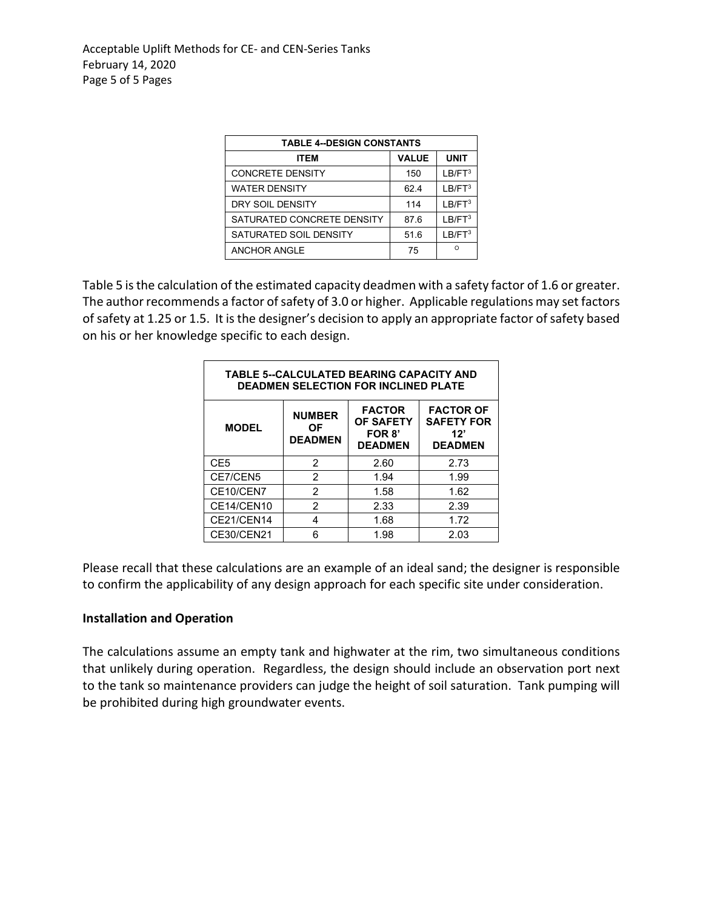| TABLE 4--DESIGN CONSTANTS | | |
|---|---|---|
| ITEM | VALUE | UNIT |
| CONCRETE DENSITY | 150 | $LB/FT^3$ |
| WATER DENSITY | 62.4 | $LB/FT^3$ |
| DRY SOIL DENSITY | 114 | $LB/FT^3$ |
| SATURATED CONCRETE DENSITY | 87.6 | $LB/FT^3$ |
| SATURATED SOIL DENSITY | 51.6 | $LB/FT^3$ |
| ANCHOR ANGLE | 75 | ° |

Table 5 is the calculation of the estimated capacity deadmen with a safety factor of 1.6 or greater. The author recommends a factor of safety of 3.0 or higher. Applicable regulations may set factors of safety at 1.25 or 1.5. It is the designer's decision to apply an appropriate factor of safety based on his or her knowledge specific to each design.

| TABLE 5--CALCULATED BEARING CAPACITY AND DEADMEN SELECTION FOR INCLINED PLATE | | | |
|---|---|---|---|
| MODEL | NUMBER OF DEADMEN | FACTOR OF SAFETY FOR 8' DEADMEN | FACTOR OF SAFETY FOR 12' DEADMEN |
| CE5 | 2 | 2.60 | 2.73 |
| CE7/CEN5 | 2 | 1.94 | 1.99 |
| CE10/CEN7 | 2 | 1.58 | 1.62 |
| CE14/CEN10 | 2 | 2.33 | 2.39 |
| CE21/CEN14 | 4 | 1.68 | 1.72 |
| CE30/CEN21 | 6 | 1.98 | 2.03 |

Please recall that these calculations are an example of an ideal sand; the designer is responsible to confirm the applicability of any design approach for each specific site under consideration.

## Installation and Operation

The calculations assume an empty tank and highwater at the rim, two simultaneous conditions that unlikely during operation. Regardless, the design should include an observation port next to the tank so maintenance providers can judge the height of soil saturation. Tank pumping will be prohibited during high groundwater events.